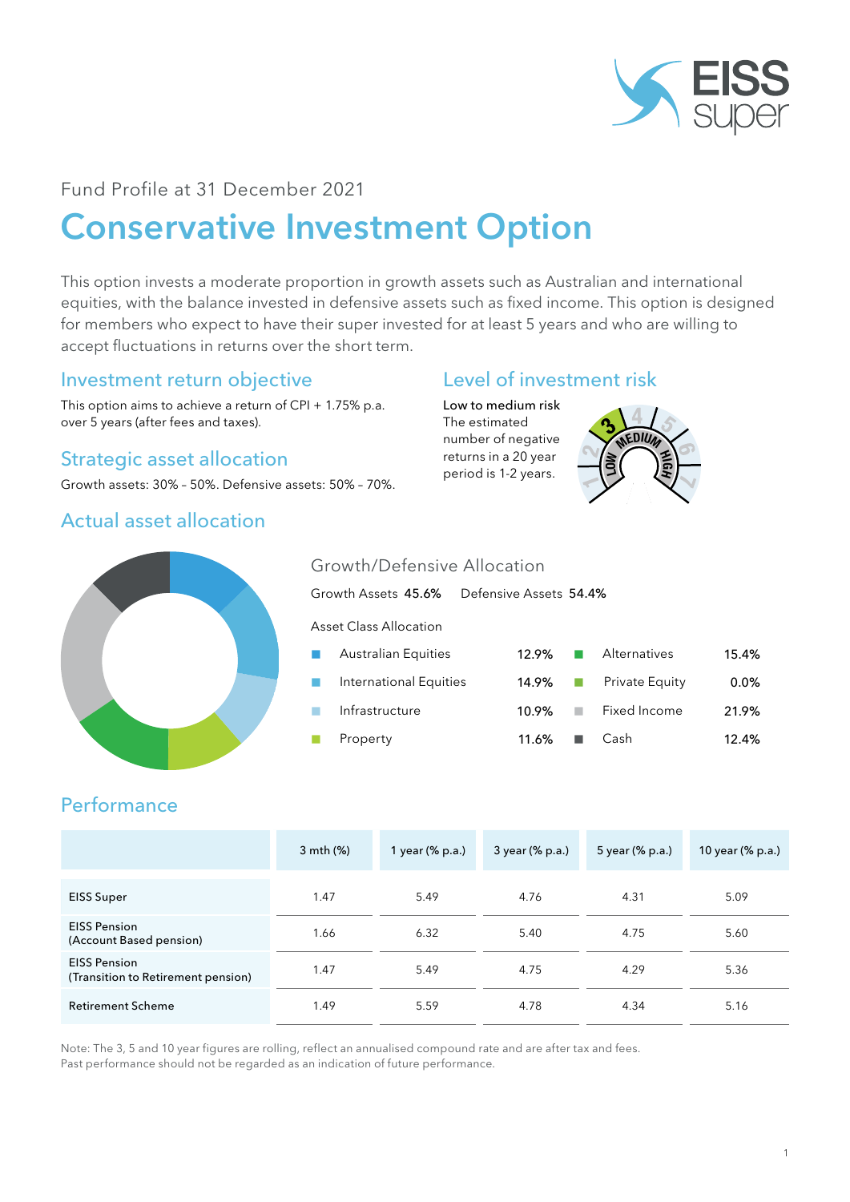Fund Profile at 31 December 2021

# Conservative Investment Option

This option invests a moderate proportion in growth assets such as Australian and international equities, with the balance invested in defensive assets such as fixed income. This option is designed for members who expect to have their super invested for at least 5 years and who are willing to accept fluctuations in returns over the short term.

## Investment return objective

This option aims to achieve a return of CPI + 1.75% p.a. over 5 years (after fees and taxes).

## Strategic asset allocation

Growth assets: 30% – 50%. Defensive assets: 50% – 70%.

## Level of investment risk

Low to medium risk
The estimated number of negative returns in a 20 year period is 1-2 years.

## Actual asset allocation

### Growth/Defensive Allocation

Growth Assets 45.6% Defensive Assets 54.4%

Asset Class Allocation

| Asset Class | Allocation | Asset Class | Allocation |
|---|---|---|---|
| Australian Equities | 12.9% | Alternatives | 15.4% |
| International Equities | 14.9% | Private Equity | 0.0% |
| Infrastructure | 10.9% | Fixed Income | 21.9% |
| Property | 11.6% | Cash | 12.4% |

## Performance

| | 3 mth (%) | 1 year (% p.a.) | 3 year (% p.a.) | 5 year (% p.a.) | 10 year (% p.a.) |
|---|---|---|---|---|---|
| EISS Super | 1.47 | 5.49 | 4.76 | 4.31 | 5.09 |
| EISS Pension (Account Based pension) | 1.66 | 6.32 | 5.40 | 4.75 | 5.60 |
| EISS Pension (Transition to Retirement pension) | 1.47 | 5.49 | 4.75 | 4.29 | 5.36 |
| Retirement Scheme | 1.49 | 5.59 | 4.78 | 4.34 | 5.16 |

Note: The 3, 5 and 10 year figures are rolling, reflect an annualised compound rate and are after tax and fees.
Past performance should not be regarded as an indication of future performance.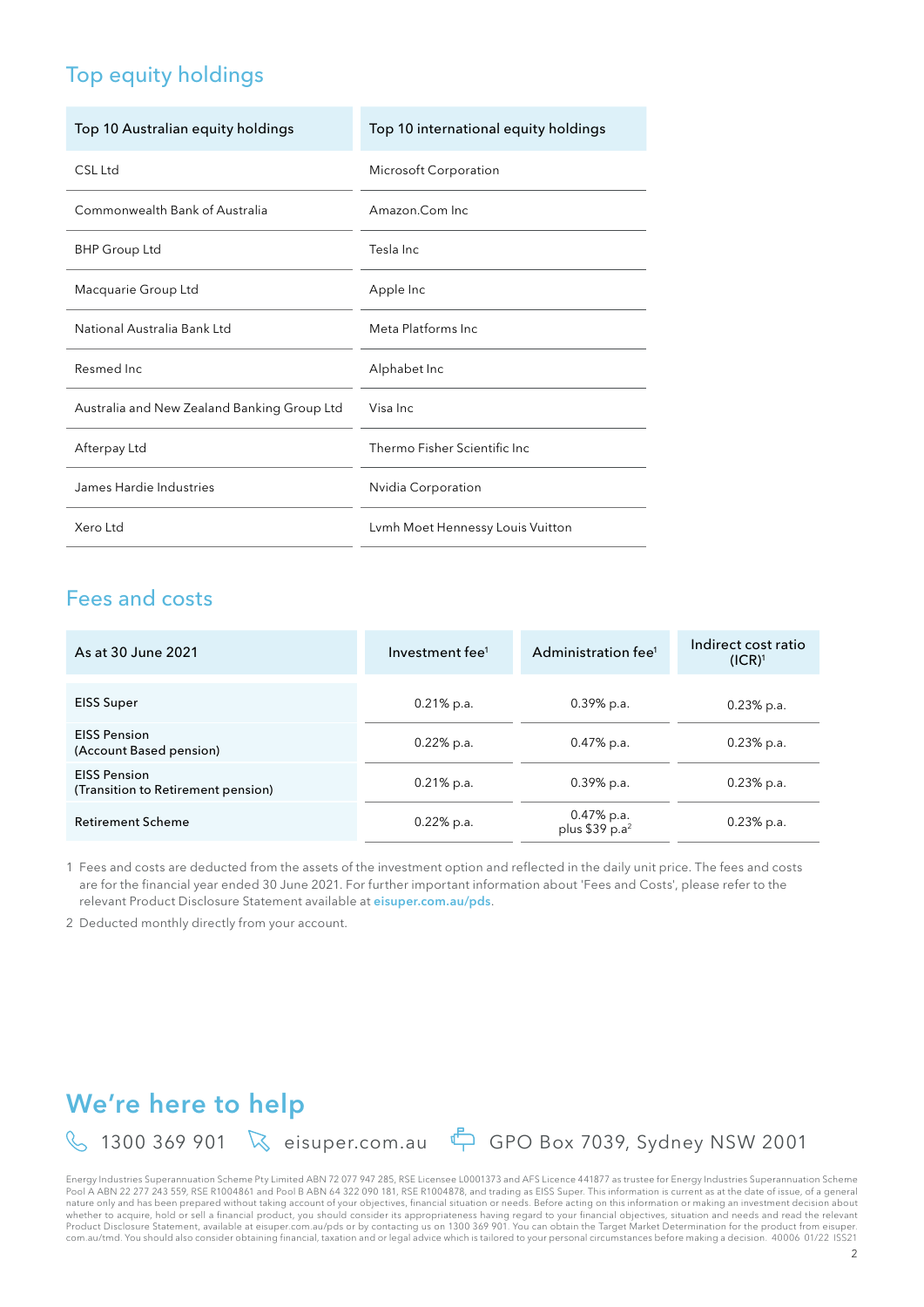## Top equity holdings

| Top 10 Australian equity holdings | Top 10 international equity holdings |
|---|---|
| CSL Ltd | Microsoft Corporation |
| Commonwealth Bank of Australia | Amazon.Com Inc |
| BHP Group Ltd | Tesla Inc |
| Macquarie Group Ltd | Apple Inc |
| National Australia Bank Ltd | Meta Platforms Inc |
| Resmed Inc | Alphabet Inc |
| Australia and New Zealand Banking Group Ltd | Visa Inc |
| Afterpay Ltd | Thermo Fisher Scientific Inc |
| James Hardie Industries | Nvidia Corporation |
| Xero Ltd | Lvmh Moet Hennessy Louis Vuitton |

## Fees and costs

| As at 30 June 2021 | Investment fee[1] | Administration fee[1] | Indirect cost ratio (ICR)[1] |
|---|---|---|---|
| EISS Super | 0.21% p.a. | 0.39% p.a. | 0.23% p.a. |
| EISS Pension (Account Based pension) | 0.22% p.a. | 0.47% p.a. | 0.23% p.a. |
| EISS Pension (Transition to Retirement pension) | 0.21% p.a. | 0.39% p.a. | 0.23% p.a. |
| Retirement Scheme | 0.22% p.a. | 0.47% p.a. plus $39 p.a[2] | 0.23% p.a. |

1 Fees and costs are deducted from the assets of the investment option and reflected in the daily unit price. The fees and costs are for the financial year ended 30 June 2021. For further important information about 'Fees and Costs', please refer to the relevant Product Disclosure Statement available at **eisuper.com.au/pds**.

2 Deducted monthly directly from your account.

## We're here to help

1300 369 901 eisuper.com.au GPO Box 7039, Sydney NSW 2001

Energy Industries Superannuation Scheme Pty Limited ABN 72 077 947 285, RSE Licensee L0001373 and AFS Licence 441877 as trustee for Energy Industries Superannuation Scheme Pool A ABN 22 277 243 559, RSE R1004861 and Pool B ABN 64 322 090 181, RSE R1004878, and trading as EISS Super. This information is current as at the date of issue, of a general nature only and has been prepared without taking account of your objectives, financial situation or needs. Before acting on this information or making an investment decision about whether to acquire, hold or sell a financial product, you should consider its appropriateness having regard to your financial objectives, situation and needs and read the relevant Product Disclosure Statement, available at eisuper.com.au/pds or by contacting us on 1300 369 901. You can obtain the Target Market Determination for the product from eisuper.com.au/tmd. You should also consider obtaining financial, taxation and or legal advice which is tailored to your personal circumstances before making a decision. 40006 01/22 ISS21